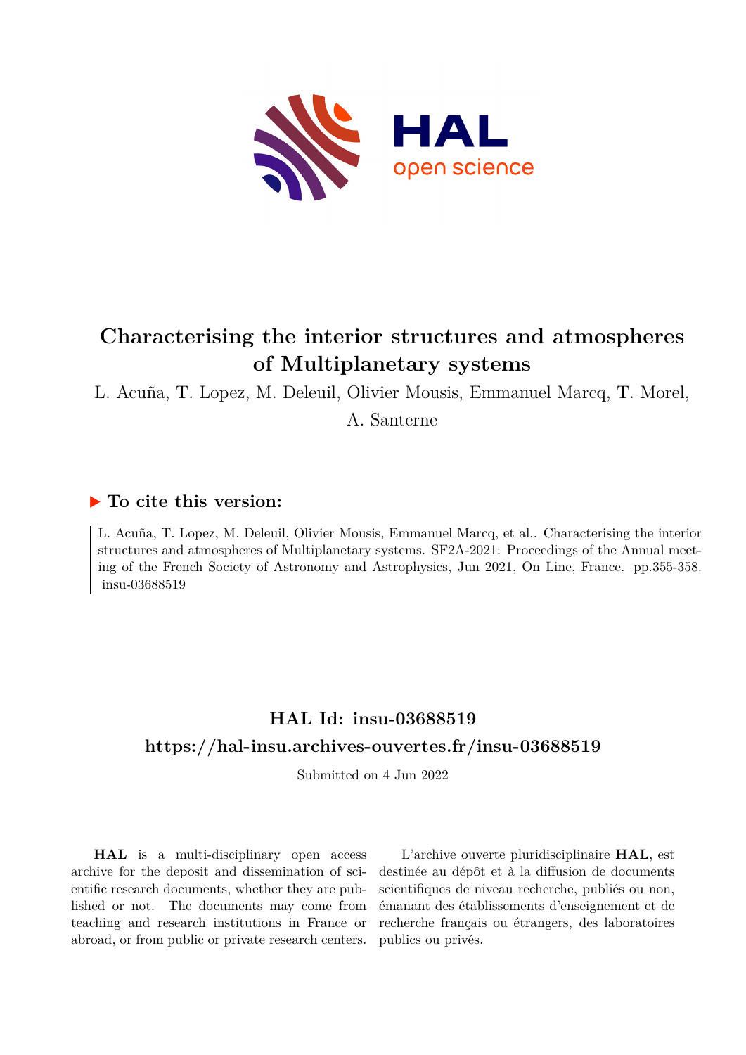# Characterising the interior structures and atmospheres of Multiplanetary systems

L. Acuña, T. Lopez, M. Deleuil, Olivier Mousis, Emmanuel Marcq, T. Morel, A. Santerne

## ▶ To cite this version:

L. Acuña, T. Lopez, M. Deleuil, Olivier Mousis, Emmanuel Marcq, et al.. Characterising the interior structures and atmospheres of Multiplanetary systems. SF2A-2021: Proceedings of the Annual meeting of the French Society of Astronomy and Astrophysics, Jun 2021, On Line, France. pp.355-358. insu-03688519

## HAL Id: insu-03688519

## https://hal-insu.archives-ouvertes.fr/insu-03688519

Submitted on 4 Jun 2022

**HAL** is a multi-disciplinary open access archive for the deposit and dissemination of scientific research documents, whether they are published or not. The documents may come from teaching and research institutions in France or abroad, or from public or private research centers.

L'archive ouverte pluridisciplinaire **HAL**, est destinée au dépôt et à la diffusion de documents scientifiques de niveau recherche, publiés ou non, émanant des établissements d'enseignement et de recherche français ou étrangers, des laboratoires publics ou privés.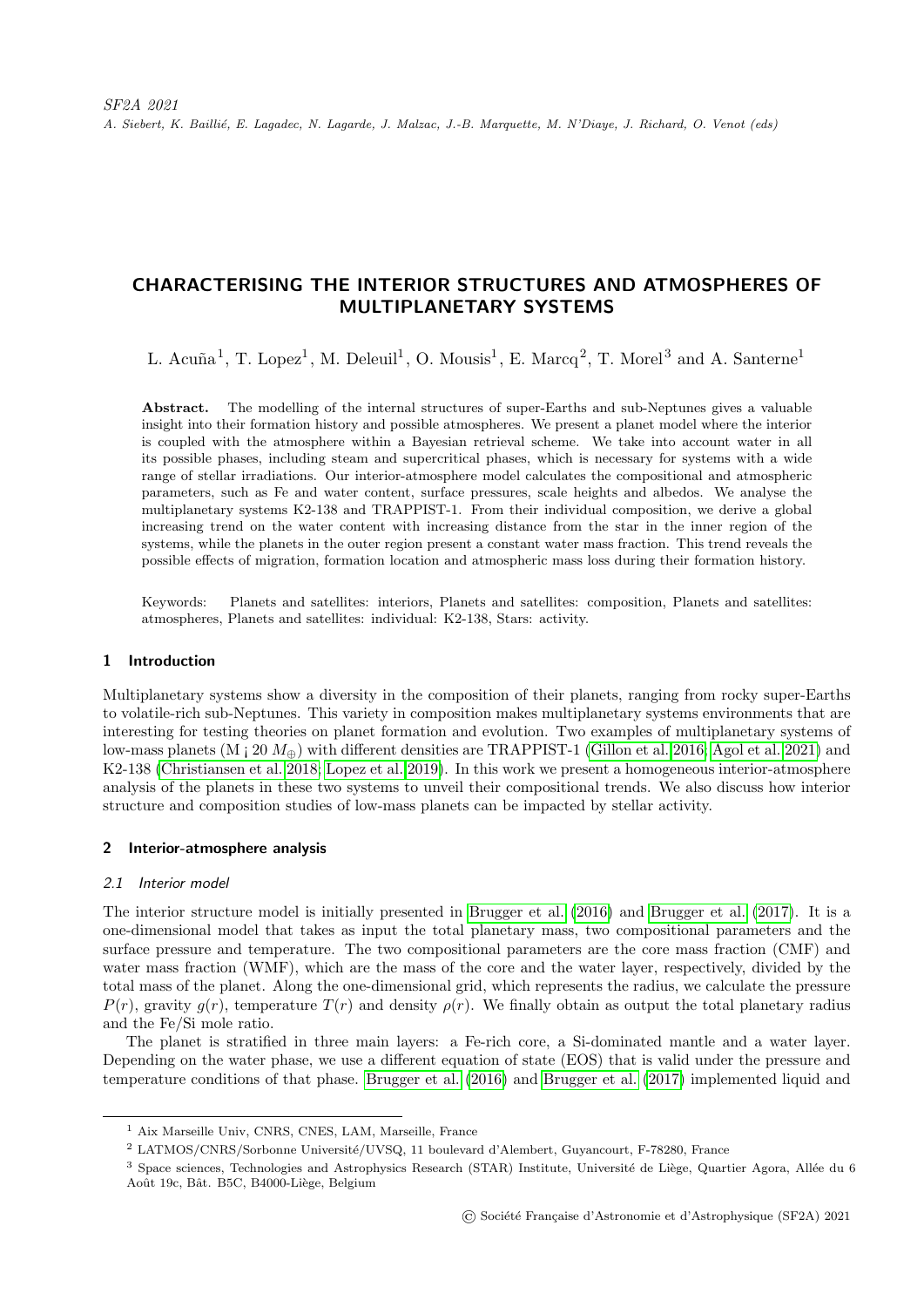SF2A 2021
*A. Siebert, K. Baillié, E. Lagadec, N. Lagarde, J. Malzac, J.-B. Marquette, M. N'Diaye, J. Richard, O. Venot (eds)*

# CHARACTERISING THE INTERIOR STRUCTURES AND ATMOSPHERES OF MULTIPLANETARY SYSTEMS

L. Acuña[1], T. Lopez[1], M. Deleuil[1], O. Mousis[1], E. Marcq[2], T. Morel[3] and A. Santerne[1]

**Abstract.** The modelling of the internal structures of super-Earths and sub-Neptunes gives a valuable insight into their formation history and possible atmospheres. We present a planet model where the interior is coupled with the atmosphere within a Bayesian retrieval scheme. We take into account water in all its possible phases, including steam and supercritical phases, which is necessary for systems with a wide range of stellar irradiations. Our interior-atmosphere model calculates the compositional and atmospheric parameters, such as Fe and water content, surface pressures, scale heights and albedos. We analyse the multiplanetary systems K2-138 and TRAPPIST-1. From their individual composition, we derive a global increasing trend on the water content with increasing distance from the star in the inner region of the systems, while the planets in the outer region present a constant water mass fraction. This trend reveals the possible effects of migration, formation location and atmospheric mass loss during their formation history.

Keywords: Planets and satellites: interiors, Planets and satellites: composition, Planets and satellites: atmospheres, Planets and satellites: individual: K2-138, Stars: activity.

## 1 Introduction

Multiplanetary systems show a diversity in the composition of their planets, ranging from rocky super-Earths to volatile-rich sub-Neptunes. This variety in composition makes multiplanetary systems environments that are interesting for testing theories on planet formation and evolution. Two examples of multiplanetary systems of low-mass planets (M ¡ 20 $M_{\oplus}$) with different densities are TRAPPIST-1 (Gillon et al. 2016; Agol et al. 2021) and K2-138 (Christiansen et al. 2018; Lopez et al. 2019). In this work we present a homogeneous interior-atmosphere analysis of the planets in these two systems to unveil their compositional trends. We also discuss how interior structure and composition studies of low-mass planets can be impacted by stellar activity.

## 2 Interior-atmosphere analysis

### 2.1 Interior model

The interior structure model is initially presented in Brugger et al. (2016) and Brugger et al. (2017). It is a one-dimensional model that takes as input the total planetary mass, two compositional parameters and the surface pressure and temperature. The two compositional parameters are the core mass fraction (CMF) and water mass fraction (WMF), which are the mass of the core and the water layer, respectively, divided by the total mass of the planet. Along the one-dimensional grid, which represents the radius, we calculate the pressure $P(r)$, gravity $g(r)$, temperature $T(r)$ and density $\rho(r)$. We finally obtain as output the total planetary radius and the Fe/Si mole ratio.

The planet is stratified in three main layers: a Fe-rich core, a Si-dominated mantle and a water layer. Depending on the water phase, we use a different equation of state (EOS) that is valid under the pressure and temperature conditions of that phase. Brugger et al. (2016) and Brugger et al. (2017) implemented liquid and

---

[1] Aix Marseille Univ, CNRS, CNES, LAM, Marseille, France

[2] LATMOS/CNRS/Sorbonne Université/UVSQ, 11 boulevard d'Alembert, Guyancourt, F-78280, France

[3] Space sciences, Technologies and Astrophysics Research (STAR) Institute, Université de Liège, Quartier Agora, Allée du 6 Août 19c, Bât. B5C, B4000-Liège, Belgium

© Société Française d'Astronomie et d'Astrophysique (SF2A) 2021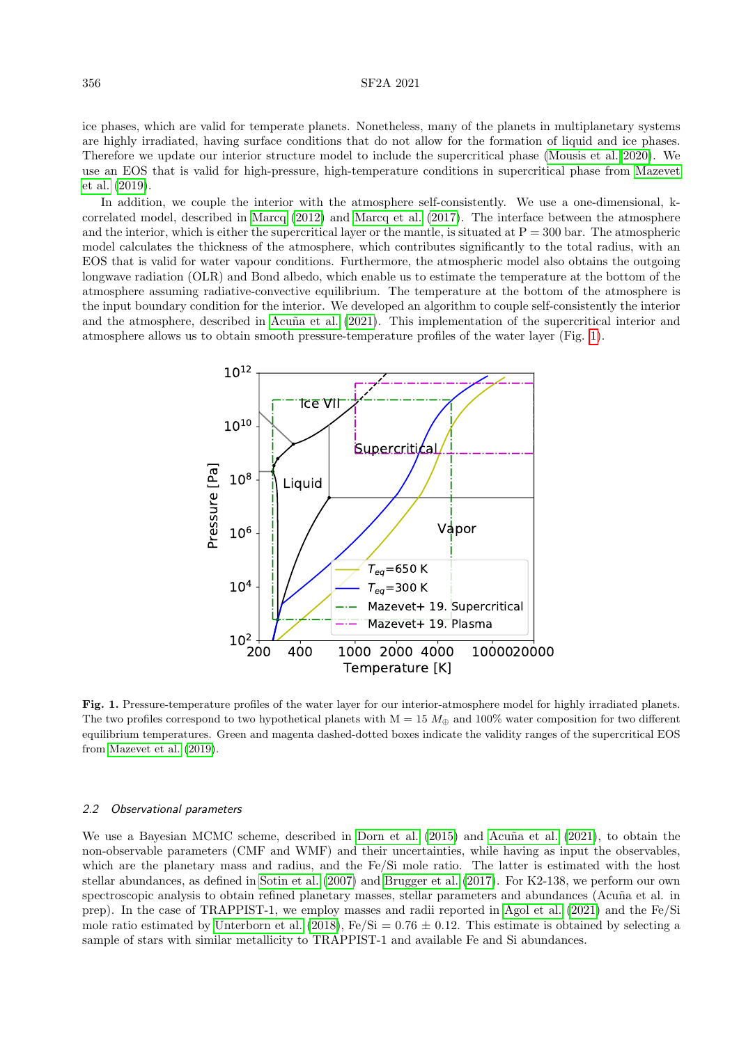ice phases, which are valid for temperate planets. Nonetheless, many of the planets in multiplanetary systems are highly irradiated, having surface conditions that do not allow for the formation of liquid and ice phases. Therefore we update our interior structure model to include the supercritical phase (Mousis et al. 2020). We use an EOS that is valid for high-pressure, high-temperature conditions in supercritical phase from Mazevet et al. (2019).

In addition, we couple the interior with the atmosphere self-consistently. We use a one-dimensional, k-correlated model, described in Marcq (2012) and Marcq et al. (2017). The interface between the atmosphere and the interior, which is either the supercritical layer or the mantle, is situated at P = 300 bar. The atmospheric model calculates the thickness of the atmosphere, which contributes significantly to the total radius, with an EOS that is valid for water vapour conditions. Furthermore, the atmospheric model also obtains the outgoing longwave radiation (OLR) and Bond albedo, which enable us to estimate the temperature at the bottom of the atmosphere assuming radiative-convective equilibrium. The temperature at the bottom of the atmosphere is the input boundary condition for the interior. We developed an algorithm to couple self-consistently the interior and the atmosphere, described in Acuña et al. (2021). This implementation of the supercritical interior and atmosphere allows us to obtain smooth pressure-temperature profiles of the water layer (Fig. 1).

**Fig. 1.** Pressure-temperature profiles of the water layer for our interior-atmosphere model for highly irradiated planets. The two profiles correspond to two hypothetical planets with M = 15 $M_{\oplus}$ and 100% water composition for two different equilibrium temperatures. Green and magenta dashed-dotted boxes indicate the validity ranges of the supercritical EOS from Mazevet et al. (2019).

### 2.2 *Observational parameters*

We use a Bayesian MCMC scheme, described in Dorn et al. (2015) and Acuña et al. (2021), to obtain the non-observable parameters (CMF and WMF) and their uncertainties, while having as input the observables, which are the planetary mass and radius, and the Fe/Si mole ratio. The latter is estimated with the host stellar abundances, as defined in Sotin et al. (2007) and Brugger et al. (2017). For K2-138, we perform our own spectroscopic analysis to obtain refined planetary masses, stellar parameters and abundances (Acuña et al. in prep). In the case of TRAPPIST-1, we employ masses and radii reported in Agol et al. (2021) and the Fe/Si mole ratio estimated by Unterborn et al. (2018), Fe/Si = 0.76 ± 0.12. This estimate is obtained by selecting a sample of stars with similar metallicity to TRAPPIST-1 and available Fe and Si abundances.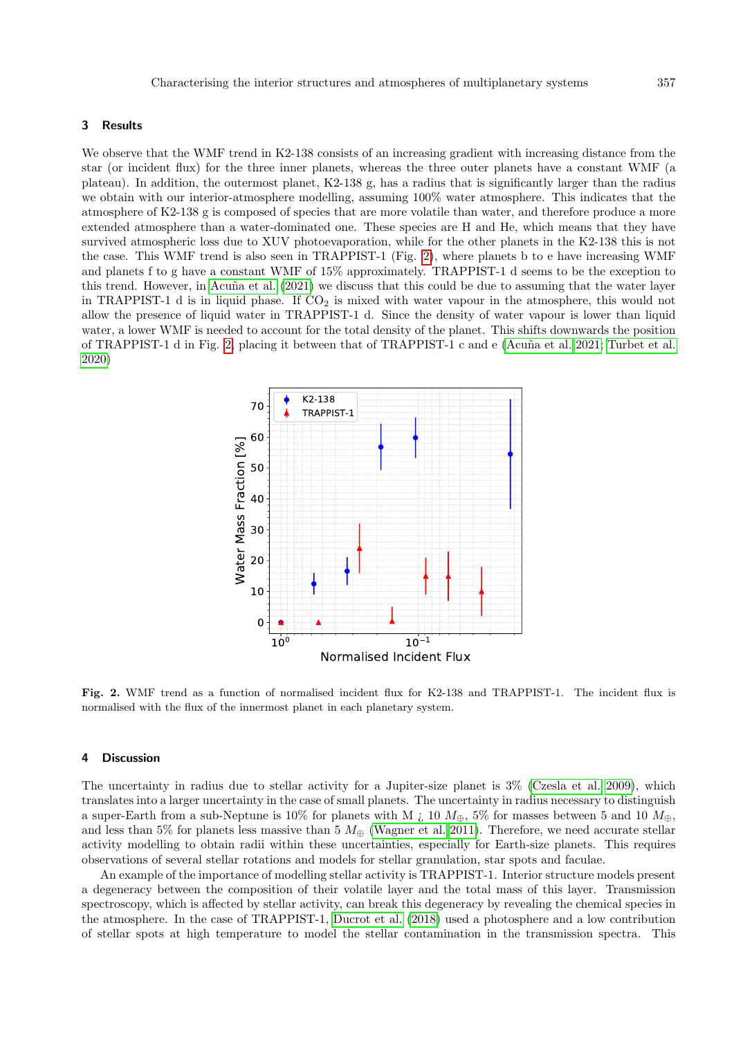## 3 Results

We observe that the WMF trend in K2-138 consists of an increasing gradient with increasing distance from the star (or incident flux) for the three inner planets, whereas the three outer planets have a constant WMF (a plateau). In addition, the outermost planet, K2-138 g, has a radius that is significantly larger than the radius we obtain with our interior-atmosphere modelling, assuming 100% water atmosphere. This indicates that the atmosphere of K2-138 g is composed of species that are more volatile than water, and therefore produce a more extended atmosphere than a water-dominated one. These species are H and He, which means that they have survived atmospheric loss due to XUV photoevaporation, while for the other planets in the K2-138 this is not the case. This WMF trend is also seen in TRAPPIST-1 (Fig. 2), where planets b to e have increasing WMF and planets f to g have a constant WMF of 15% approximately. TRAPPIST-1 d seems to be the exception to this trend. However, in Acuña et al. (2021) we discuss that this could be due to assuming that the water layer in TRAPPIST-1 d is in liquid phase. If $CO_2$ is mixed with water vapour in the atmosphere, this would not allow the presence of liquid water in TRAPPIST-1 d. Since the density of water vapour is lower than liquid water, a lower WMF is needed to account for the total density of the planet. This shifts downwards the position of TRAPPIST-1 d in Fig. 2, placing it between that of TRAPPIST-1 c and e (Acuña et al. 2021; Turbet et al. 2020)

**Fig. 2.** WMF trend as a function of normalised incident flux for K2-138 and TRAPPIST-1. The incident flux is normalised with the flux of the innermost planet in each planetary system.

## 4 Discussion

The uncertainty in radius due to stellar activity for a Jupiter-size planet is 3% (Czesla et al. 2009), which translates into a larger uncertainty in the case of small planets. The uncertainty in radius necessary to distinguish a super-Earth from a sub-Neptune is 10% for planets with M ¿ 10 $M_{\oplus}$, 5% for masses between 5 and 10 $M_{\oplus}$, and less than 5% for planets less massive than 5 $M_{\oplus}$ (Wagner et al. 2011). Therefore, we need accurate stellar activity modelling to obtain radii within these uncertainties, especially for Earth-size planets. This requires observations of several stellar rotations and models for stellar granulation, star spots and faculae.

An example of the importance of modelling stellar activity is TRAPPIST-1. Interior structure models present a degeneracy between the composition of their volatile layer and the total mass of this layer. Transmission spectroscopy, which is affected by stellar activity, can break this degeneracy by revealing the chemical species in the atmosphere. In the case of TRAPPIST-1, Ducrot et al. (2018) used a photosphere and a low contribution of stellar spots at high temperature to model the stellar contamination in the transmission spectra. This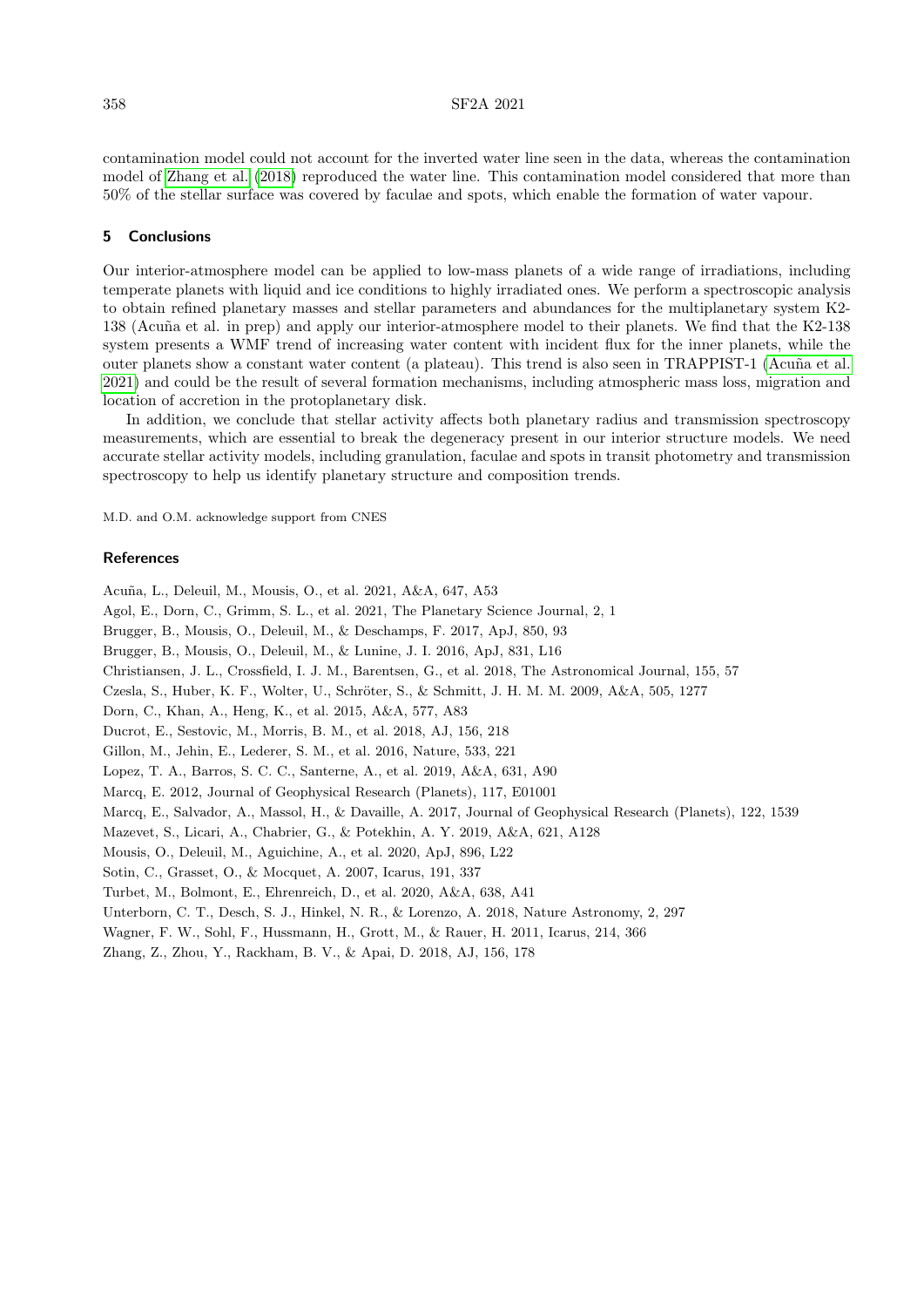contamination model could not account for the inverted water line seen in the data, whereas the contamination model of Zhang et al. (2018) reproduced the water line. This contamination model considered that more than 50% of the stellar surface was covered by faculae and spots, which enable the formation of water vapour.

## 5 Conclusions

Our interior-atmosphere model can be applied to low-mass planets of a wide range of irradiations, including temperate planets with liquid and ice conditions to highly irradiated ones. We perform a spectroscopic analysis to obtain refined planetary masses and stellar parameters and abundances for the multiplanetary system K2-138 (Acuña et al. in prep) and apply our interior-atmosphere model to their planets. We find that the K2-138 system presents a WMF trend of increasing water content with incident flux for the inner planets, while the outer planets show a constant water content (a plateau). This trend is also seen in TRAPPIST-1 (Acuña et al. 2021) and could be the result of several formation mechanisms, including atmospheric mass loss, migration and location of accretion in the protoplanetary disk.

In addition, we conclude that stellar activity affects both planetary radius and transmission spectroscopy measurements, which are essential to break the degeneracy present in our interior structure models. We need accurate stellar activity models, including granulation, faculae and spots in transit photometry and transmission spectroscopy to help us identify planetary structure and composition trends.

M.D. and O.M. acknowledge support from CNES

## References

Acuña, L., Deleuil, M., Mousis, O., et al. 2021, A&A, 647, A53

Agol, E., Dorn, C., Grimm, S. L., et al. 2021, The Planetary Science Journal, 2, 1

Brugger, B., Mousis, O., Deleuil, M., & Deschamps, F. 2017, ApJ, 850, 93

Brugger, B., Mousis, O., Deleuil, M., & Lunine, J. I. 2016, ApJ, 831, L16

Christiansen, J. L., Crossfield, I. J. M., Barentsen, G., et al. 2018, The Astronomical Journal, 155, 57

Czesla, S., Huber, K. F., Wolter, U., Schröter, S., & Schmitt, J. H. M. M. 2009, A&A, 505, 1277

Dorn, C., Khan, A., Heng, K., et al. 2015, A&A, 577, A83

Ducrot, E., Sestovic, M., Morris, B. M., et al. 2018, AJ, 156, 218

Gillon, M., Jehin, E., Lederer, S. M., et al. 2016, Nature, 533, 221

Lopez, T. A., Barros, S. C. C., Santerne, A., et al. 2019, A&A, 631, A90

Marcq, E. 2012, Journal of Geophysical Research (Planets), 117, E01001

Marcq, E., Salvador, A., Massol, H., & Davaille, A. 2017, Journal of Geophysical Research (Planets), 122, 1539

Mazevet, S., Licari, A., Chabrier, G., & Potekhin, A. Y. 2019, A&A, 621, A128

Mousis, O., Deleuil, M., Aguichine, A., et al. 2020, ApJ, 896, L22

Sotin, C., Grasset, O., & Mocquet, A. 2007, Icarus, 191, 337

Turbet, M., Bolmont, E., Ehrenreich, D., et al. 2020, A&A, 638, A41

Unterborn, C. T., Desch, S. J., Hinkel, N. R., & Lorenzo, A. 2018, Nature Astronomy, 2, 297

Wagner, F. W., Sohl, F., Hussmann, H., Grott, M., & Rauer, H. 2011, Icarus, 214, 366

Zhang, Z., Zhou, Y., Rackham, B. V., & Apai, D. 2018, AJ, 156, 178